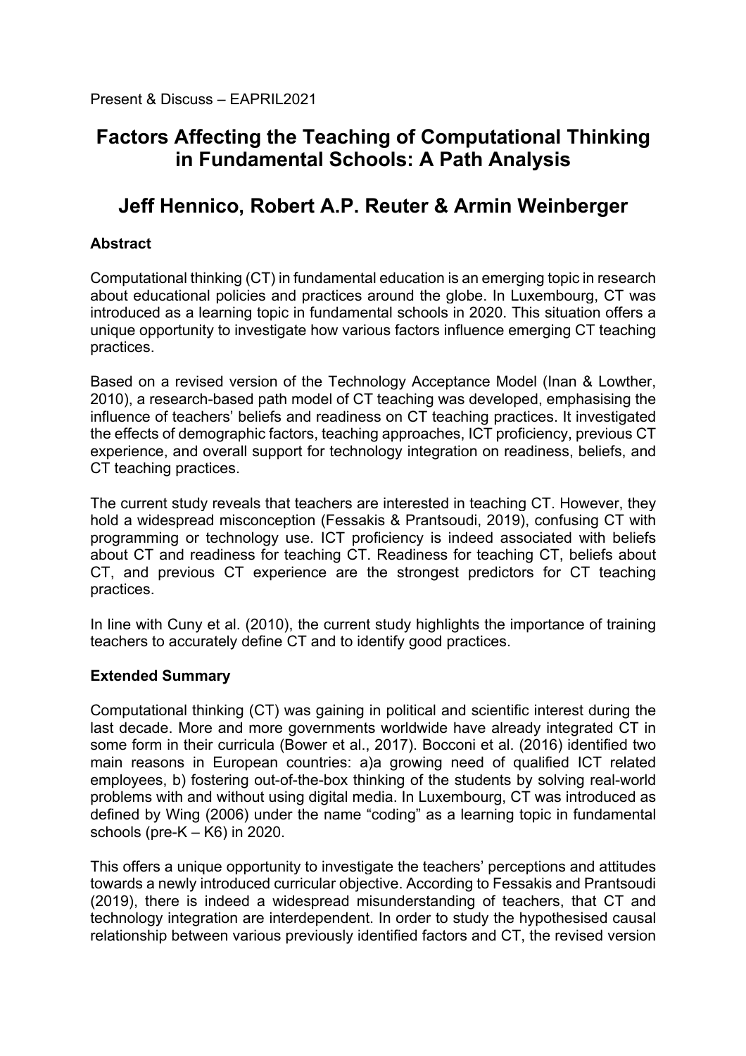Present & Discuss – EAPRIL2021

# Factors Affecting the Teaching of Computational Thinking in Fundamental Schools: A Path Analysis

## Jeff Hennico, Robert A.P. Reuter & Armin Weinberger

### Abstract

Computational thinking (CT) in fundamental education is an emerging topic in research about educational policies and practices around the globe. In Luxembourg, CT was introduced as a learning topic in fundamental schools in 2020. This situation offers a unique opportunity to investigate how various factors influence emerging CT teaching practices.

Based on a revised version of the Technology Acceptance Model (Inan & Lowther, 2010), a research-based path model of CT teaching was developed, emphasising the influence of teachers' beliefs and readiness on CT teaching practices. It investigated the effects of demographic factors, teaching approaches, ICT proficiency, previous CT experience, and overall support for technology integration on readiness, beliefs, and CT teaching practices.

The current study reveals that teachers are interested in teaching CT. However, they hold a widespread misconception (Fessakis & Prantsoudi, 2019), confusing CT with programming or technology use. ICT proficiency is indeed associated with beliefs about CT and readiness for teaching CT. Readiness for teaching CT, beliefs about CT, and previous CT experience are the strongest predictors for CT teaching practices.

In line with Cuny et al. (2010), the current study highlights the importance of training teachers to accurately define CT and to identify good practices.

### Extended Summary

Computational thinking (CT) was gaining in political and scientific interest during the last decade. More and more governments worldwide have already integrated CT in some form in their curricula (Bower et al., 2017). Bocconi et al. (2016) identified two main reasons in European countries: a)a growing need of qualified ICT related employees, b) fostering out-of-the-box thinking of the students by solving real-world problems with and without using digital media. In Luxembourg, CT was introduced as defined by Wing (2006) under the name "coding" as a learning topic in fundamental schools (pre-K – K6) in 2020.

This offers a unique opportunity to investigate the teachers' perceptions and attitudes towards a newly introduced curricular objective. According to Fessakis and Prantsoudi (2019), there is indeed a widespread misunderstanding of teachers, that CT and technology integration are interdependent. In order to study the hypothesised causal relationship between various previously identified factors and CT, the revised version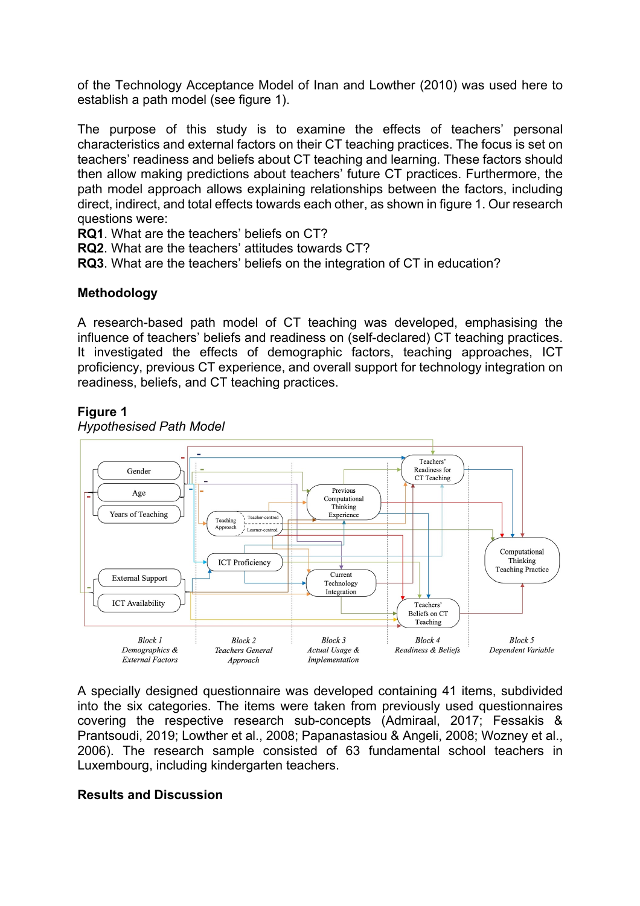of the Technology Acceptance Model of Inan and Lowther (2010) was used here to establish a path model (see figure 1).

The purpose of this study is to examine the effects of teachers' personal characteristics and external factors on their CT teaching practices. The focus is set on teachers' readiness and beliefs about CT teaching and learning. These factors should then allow making predictions about teachers' future CT practices. Furthermore, the path model approach allows explaining relationships between the factors, including direct, indirect, and total effects towards each other, as shown in figure 1. Our research questions were:

**RQ1**. What are the teachers' beliefs on CT?
**RQ2**. What are the teachers' attitudes towards CT?
**RQ3**. What are the teachers' beliefs on the integration of CT in education?

## Methodology

A research-based path model of CT teaching was developed, emphasising the influence of teachers' beliefs and readiness on (self-declared) CT teaching practices. It investigated the effects of demographic factors, teaching approaches, ICT proficiency, previous CT experience, and overall support for technology integration on readiness, beliefs, and CT teaching practices.

**Figure 1**
*Hypothesised Path Model*

A specially designed questionnaire was developed containing 41 items, subdivided into the six categories. The items were taken from previously used questionnaires covering the respective research sub-concepts (Admiraal, 2017; Fessakis & Prantsoudi, 2019; Lowther et al., 2008; Papanastasiou & Angeli, 2008; Wozney et al., 2006). The research sample consisted of 63 fundamental school teachers in Luxembourg, including kindergarten teachers.

## Results and Discussion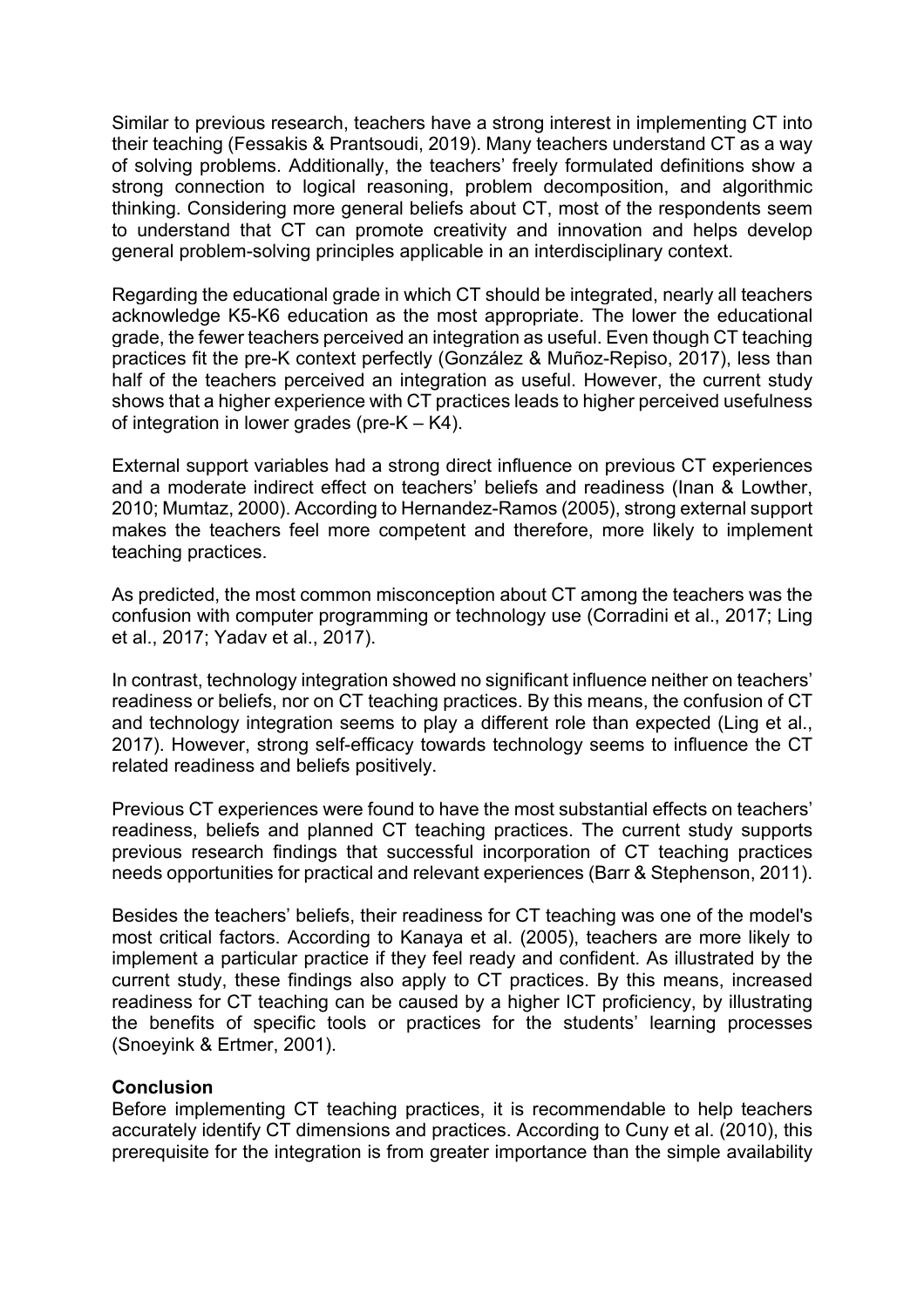Similar to previous research, teachers have a strong interest in implementing CT into their teaching (Fessakis & Prantsoudi, 2019). Many teachers understand CT as a way of solving problems. Additionally, the teachers' freely formulated definitions show a strong connection to logical reasoning, problem decomposition, and algorithmic thinking. Considering more general beliefs about CT, most of the respondents seem to understand that CT can promote creativity and innovation and helps develop general problem-solving principles applicable in an interdisciplinary context.

Regarding the educational grade in which CT should be integrated, nearly all teachers acknowledge K5-K6 education as the most appropriate. The lower the educational grade, the fewer teachers perceived an integration as useful. Even though CT teaching practices fit the pre-K context perfectly (González & Muñoz-Repiso, 2017), less than half of the teachers perceived an integration as useful. However, the current study shows that a higher experience with CT practices leads to higher perceived usefulness of integration in lower grades (pre-K – K4).

External support variables had a strong direct influence on previous CT experiences and a moderate indirect effect on teachers' beliefs and readiness (Inan & Lowther, 2010; Mumtaz, 2000). According to Hernandez-Ramos (2005), strong external support makes the teachers feel more competent and therefore, more likely to implement teaching practices.

As predicted, the most common misconception about CT among the teachers was the confusion with computer programming or technology use (Corradini et al., 2017; Ling et al., 2017; Yadav et al., 2017).

In contrast, technology integration showed no significant influence neither on teachers' readiness or beliefs, nor on CT teaching practices. By this means, the confusion of CT and technology integration seems to play a different role than expected (Ling et al., 2017). However, strong self-efficacy towards technology seems to influence the CT related readiness and beliefs positively.

Previous CT experiences were found to have the most substantial effects on teachers' readiness, beliefs and planned CT teaching practices. The current study supports previous research findings that successful incorporation of CT teaching practices needs opportunities for practical and relevant experiences (Barr & Stephenson, 2011).

Besides the teachers' beliefs, their readiness for CT teaching was one of the model's most critical factors. According to Kanaya et al. (2005), teachers are more likely to implement a particular practice if they feel ready and confident. As illustrated by the current study, these findings also apply to CT practices. By this means, increased readiness for CT teaching can be caused by a higher ICT proficiency, by illustrating the benefits of specific tools or practices for the students' learning processes (Snoeyink & Ertmer, 2001).

**Conclusion**

Before implementing CT teaching practices, it is recommendable to help teachers accurately identify CT dimensions and practices. According to Cuny et al. (2010), this prerequisite for the integration is from greater importance than the simple availability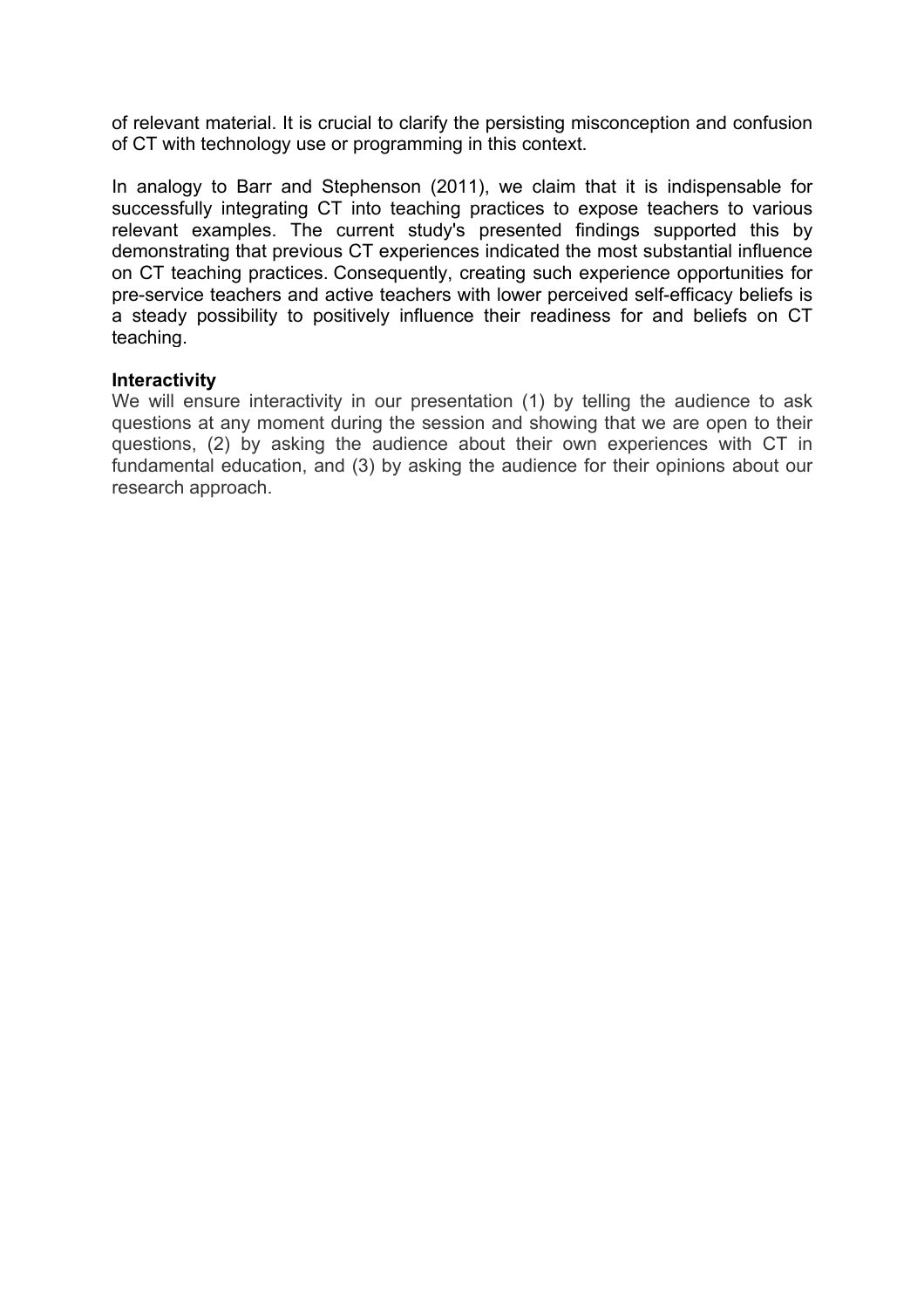of relevant material. It is crucial to clarify the persisting misconception and confusion of CT with technology use or programming in this context.

In analogy to Barr and Stephenson (2011), we claim that it is indispensable for successfully integrating CT into teaching practices to expose teachers to various relevant examples. The current study's presented findings supported this by demonstrating that previous CT experiences indicated the most substantial influence on CT teaching practices. Consequently, creating such experience opportunities for pre-service teachers and active teachers with lower perceived self-efficacy beliefs is a steady possibility to positively influence their readiness for and beliefs on CT teaching.

**Interactivity**

We will ensure interactivity in our presentation (1) by telling the audience to ask questions at any moment during the session and showing that we are open to their questions, (2) by asking the audience about their own experiences with CT in fundamental education, and (3) by asking the audience for their opinions about our research approach.